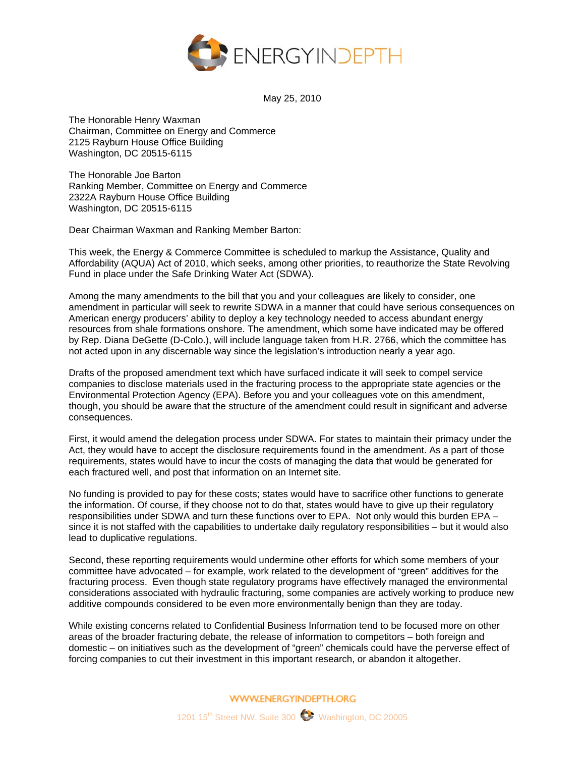ENERGYINDEPTH

May 25, 2010

The Honorable Henry Waxman
Chairman, Committee on Energy and Commerce
2125 Rayburn House Office Building
Washington, DC 20515-6115

The Honorable Joe Barton
Ranking Member, Committee on Energy and Commerce
2322A Rayburn House Office Building
Washington, DC 20515-6115

Dear Chairman Waxman and Ranking Member Barton:

This week, the Energy & Commerce Committee is scheduled to markup the Assistance, Quality and Affordability (AQUA) Act of 2010, which seeks, among other priorities, to reauthorize the State Revolving Fund in place under the Safe Drinking Water Act (SDWA).

Among the many amendments to the bill that you and your colleagues are likely to consider, one amendment in particular will seek to rewrite SDWA in a manner that could have serious consequences on American energy producers' ability to deploy a key technology needed to access abundant energy resources from shale formations onshore. The amendment, which some have indicated may be offered by Rep. Diana DeGette (D-Colo.), will include language taken from H.R. 2766, which the committee has not acted upon in any discernable way since the legislation's introduction nearly a year ago.

Drafts of the proposed amendment text which have surfaced indicate it will seek to compel service companies to disclose materials used in the fracturing process to the appropriate state agencies or the Environmental Protection Agency (EPA). Before you and your colleagues vote on this amendment, though, you should be aware that the structure of the amendment could result in significant and adverse consequences.

First, it would amend the delegation process under SDWA. For states to maintain their primacy under the Act, they would have to accept the disclosure requirements found in the amendment. As a part of those requirements, states would have to incur the costs of managing the data that would be generated for each fractured well, and post that information on an Internet site.

No funding is provided to pay for these costs; states would have to sacrifice other functions to generate the information. Of course, if they choose not to do that, states would have to give up their regulatory responsibilities under SDWA and turn these functions over to EPA. Not only would this burden EPA – since it is not staffed with the capabilities to undertake daily regulatory responsibilities – but it would also lead to duplicative regulations.

Second, these reporting requirements would undermine other efforts for which some members of your committee have advocated – for example, work related to the development of "green" additives for the fracturing process. Even though state regulatory programs have effectively managed the environmental considerations associated with hydraulic fracturing, some companies are actively working to produce new additive compounds considered to be even more environmentally benign than they are today.

While existing concerns related to Confidential Business Information tend to be focused more on other areas of the broader fracturing debate, the release of information to competitors – both foreign and domestic – on initiatives such as the development of "green" chemicals could have the perverse effect of forcing companies to cut their investment in this important research, or abandon it altogether.

WWW.ENERGYINDEPTH.ORG

1201 15th Street NW, Suite 300 Washington, DC 20005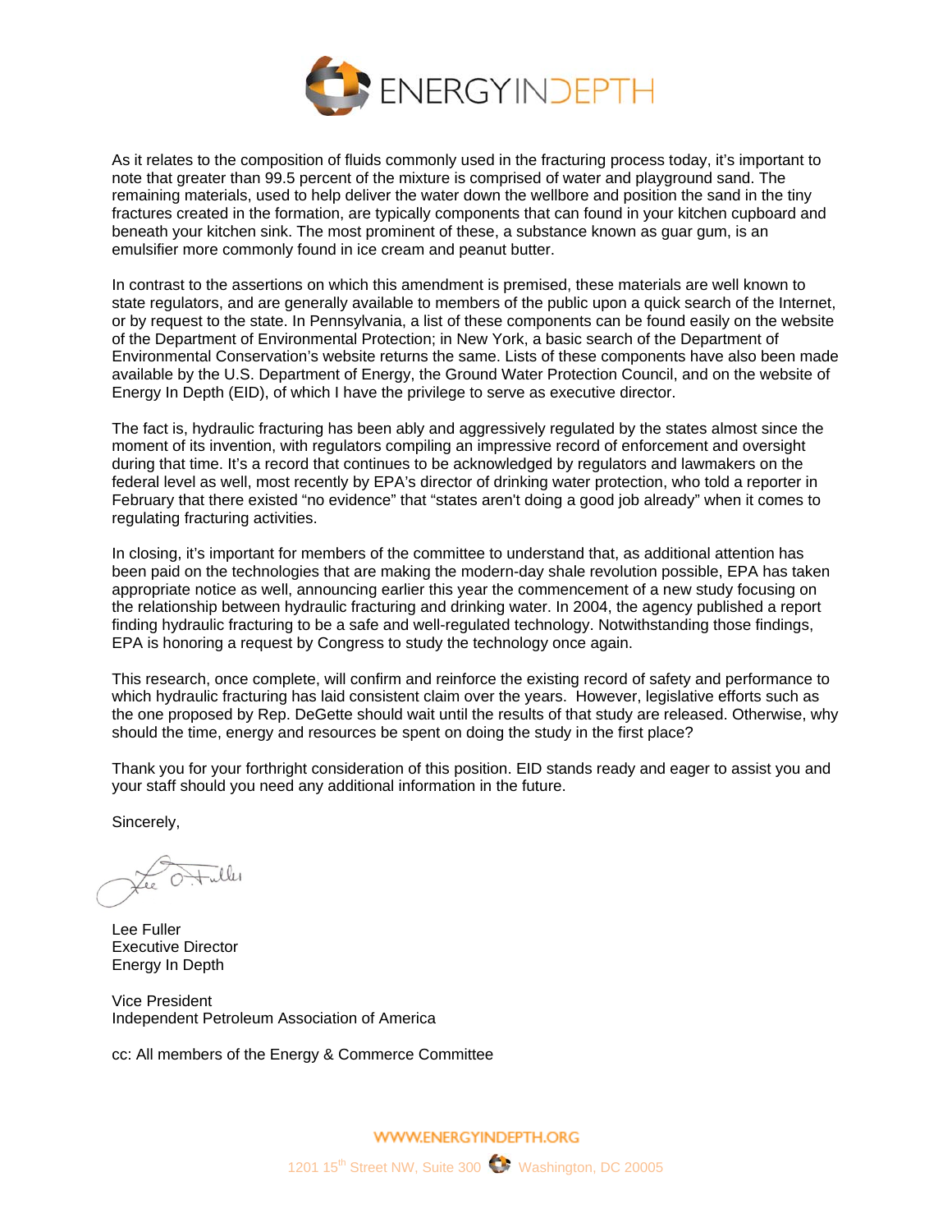As it relates to the composition of fluids commonly used in the fracturing process today, it's important to note that greater than 99.5 percent of the mixture is comprised of water and playground sand. The remaining materials, used to help deliver the water down the wellbore and position the sand in the tiny fractures created in the formation, are typically components that can found in your kitchen cupboard and beneath your kitchen sink. The most prominent of these, a substance known as guar gum, is an emulsifier more commonly found in ice cream and peanut butter.

In contrast to the assertions on which this amendment is premised, these materials are well known to state regulators, and are generally available to members of the public upon a quick search of the Internet, or by request to the state. In Pennsylvania, a list of these components can be found easily on the website of the Department of Environmental Protection; in New York, a basic search of the Department of Environmental Conservation's website returns the same. Lists of these components have also been made available by the U.S. Department of Energy, the Ground Water Protection Council, and on the website of Energy In Depth (EID), of which I have the privilege to serve as executive director.

The fact is, hydraulic fracturing has been ably and aggressively regulated by the states almost since the moment of its invention, with regulators compiling an impressive record of enforcement and oversight during that time. It's a record that continues to be acknowledged by regulators and lawmakers on the federal level as well, most recently by EPA's director of drinking water protection, who told a reporter in February that there existed "no evidence" that "states aren't doing a good job already" when it comes to regulating fracturing activities.

In closing, it's important for members of the committee to understand that, as additional attention has been paid on the technologies that are making the modern-day shale revolution possible, EPA has taken appropriate notice as well, announcing earlier this year the commencement of a new study focusing on the relationship between hydraulic fracturing and drinking water. In 2004, the agency published a report finding hydraulic fracturing to be a safe and well-regulated technology. Notwithstanding those findings, EPA is honoring a request by Congress to study the technology once again.

This research, once complete, will confirm and reinforce the existing record of safety and performance to which hydraulic fracturing has laid consistent claim over the years. However, legislative efforts such as the one proposed by Rep. DeGette should wait until the results of that study are released. Otherwise, why should the time, energy and resources be spent on doing the study in the first place?

Thank you for your forthright consideration of this position. EID stands ready and eager to assist you and your staff should you need any additional information in the future.

Sincerely,

Lee Fuller
Executive Director
Energy In Depth

Vice President
Independent Petroleum Association of America

cc: All members of the Energy & Commerce Committee